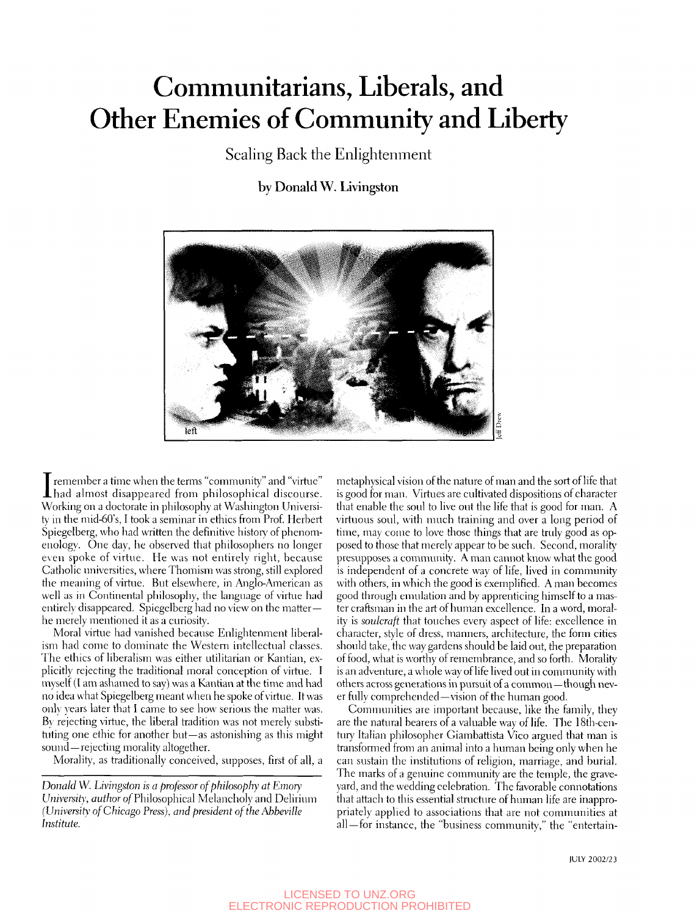# Communitarians, Liberals, and Other Enemies of Community and Liberty

## Scaling Back the Enlightenment

**by Donald W. Livingston**

I remember a time when the terms "community" and "virtue" had almost disappeared from philosophical discourse. Working on a doctorate in philosophy at Washington University in the mid-60's, I took a seminar in ethics from Prof. Herbert Spiegelberg, who had written the definitive history of phenomenology. One day, he observed that philosophers no longer even spoke of virtue. He was not entirely right, because Catholic universities, where Thomism was strong, still explored the meaning of virtue. But elsewhere, in Anglo-American as well as in Continental philosophy, the language of virtue had entirely disappeared. Spiegelberg had no view on the matter—he merely mentioned it as a curiosity.

Moral virtue had vanished because Enlightenment liberalism had come to dominate the Western intellectual classes. The ethics of liberalism was either utilitarian or Kantian, explicitly rejecting the traditional moral conception of virtue. I myself (I am ashamed to say) was a Kantian at the time and had no idea what Spiegelberg meant when he spoke of virtue. It was only years later that I came to see how serious the matter was. By rejecting virtue, the liberal tradition was not merely substituting one ethic for another but—as astonishing as this might sound—rejecting morality altogether.

Morality, as traditionally conceived, supposes, first of all, a metaphysical vision of the nature of man and the sort of life that is good for man. Virtues are cultivated dispositions of character that enable the soul to live out the life that is good for man. A virtuous soul, with much training and over a long period of time, may come to love those things that are truly good as opposed to those that merely appear to be such. Second, morality presupposes a community. A man cannot know what the good is independent of a concrete way of life, lived in community with others, in which the good is exemplified. A man becomes good through emulation and by apprenticing himself to a master craftsman in the art of human excellence. In a word, morality is *soulcraft* that touches every aspect of life: excellence in character, style of dress, manners, architecture, the form cities should take, the way gardens should be laid out, the preparation of food, what is worthy of remembrance, and so forth. Morality is an adventure, a whole way of life lived out in community with others across generations in pursuit of a common—though never fully comprehended—vision of the human good.

Communities are important because, like the family, they are the natural bearers of a valuable way of life. The 18th-century Italian philosopher Giambattista Vico argued that man is transformed from an animal into a human being only when he can sustain the institutions of religion, marriage, and burial. The marks of a genuine community are the temple, the graveyard, and the wedding celebration. The favorable connotations that attach to this essential structure of human life are inappropriately applied to associations that are not communities at all—for instance, the "business community," the "entertain-

*Donald W. Livingston is a professor of philosophy at Emory University, author of* Philosophical Melancholy and Delirium *(University of Chicago Press), and president of the Abbeville Institute.*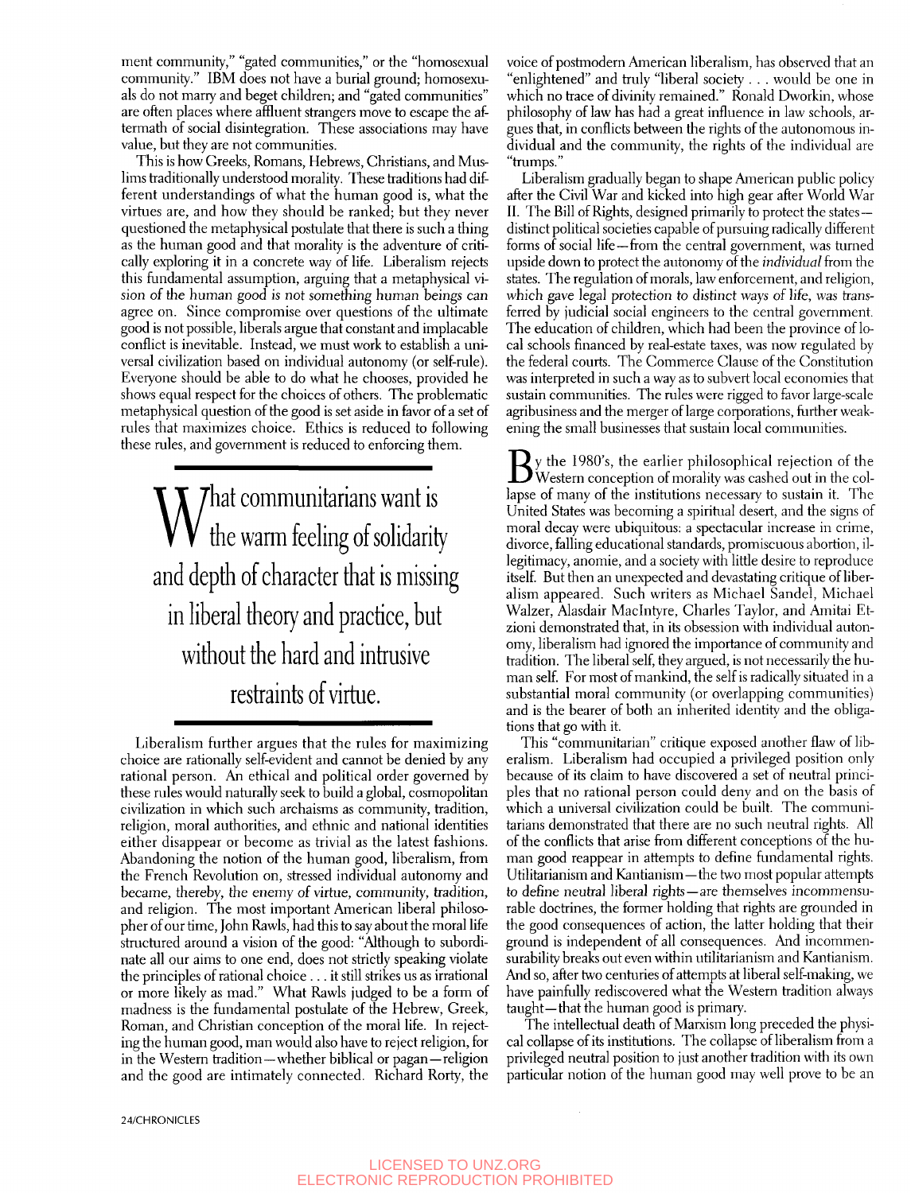ment community," "gated communities," or the "homosexual community." IBM does not have a burial ground; homosexuals do not marry and beget children; and "gated communities" are often places where affluent strangers move to escape the aftermath of social disintegration. These associations may have value, but they are not communities.

This is how Greeks, Romans, Hebrews, Christians, and Muslims traditionally understood morality. These traditions had different understandings of what the human good is, what the virtues are, and how they should be ranked; but they never questioned the metaphysical postulate that there is such a thing as the human good and that morality is the adventure of critically exploring it in a concrete way of life. Liberalism rejects this fundamental assumption, arguing that a metaphysical vision of the human good is not something human beings can agree on. Since compromise over questions of the ultimate good is not possible, liberals argue that constant and implacable conflict is inevitable. Instead, we must work to establish a universal civilization based on individual autonomy (or self-rule). Everyone should be able to do what he chooses, provided he shows equal respect for the choices of others. The problematic metaphysical question of the good is set aside in favor of a set of rules that maximizes choice. Ethics is reduced to following these rules, and government is reduced to enforcing them.

> What communitarians want is the warm feeling of solidarity and depth of character that is missing in liberal theory and practice, but without the hard and intrusive restraints of virtue.

Liberalism further argues that the rules for maximizing choice are rationally self-evident and cannot be denied by any rational person. An ethical and political order governed by these rules would naturally seek to build a global, cosmopolitan civilization in which such archaisms as community, tradition, religion, moral authorities, and ethnic and national identities either disappear or become as trivial as the latest fashions. Abandoning the notion of the human good, liberalism, from the French Revolution on, stressed individual autonomy and became, thereby, the enemy of virtue, community, tradition, and religion. The most important American liberal philosopher of our time, John Rawls, had this to say about the moral life structured around a vision of the good: "Although to subordinate all our aims to one end, does not strictly speaking violate the principles of rational choice . . . it still strikes us as irrational or more likely as mad." What Rawls judged to be a form of madness is the fundamental postulate of the Hebrew, Greek, Roman, and Christian conception of the moral life. In rejecting the human good, man would also have to reject religion, for in the Western tradition—whether biblical or pagan—religion and the good are intimately connected. Richard Rorty, the voice of postmodern American liberalism, has observed that an "enlightened" and truly "liberal society . . . would be one in which no trace of divinity remained." Ronald Dworkin, whose philosophy of law has had a great influence in law schools, argues that, in conflicts between the rights of the autonomous individual and the community, the rights of the individual are "trumps."

Liberalism gradually began to shape American public policy after the Civil War and kicked into high gear after World War II. The Bill of Rights, designed primarily to protect the states—distinct political societies capable of pursuing radically different forms of social life—from the central government, was turned upside down to protect the autonomy of the *individual* from the states. The regulation of morals, law enforcement, and religion, which gave legal protection to distinct ways of life, was transferred by judicial social engineers to the central government. The education of children, which had been the province of local schools financed by real-estate taxes, was now regulated by the federal courts. The Commerce Clause of the Constitution was interpreted in such a way as to subvert local economies that sustain communities. The rules were rigged to favor large-scale agribusiness and the merger of large corporations, further weakening the small businesses that sustain local communities.

By the 1980's, the earlier philosophical rejection of the Western conception of morality was cashed out in the collapse of many of the institutions necessary to sustain it. The United States was becoming a spiritual desert, and the signs of moral decay were ubiquitous: a spectacular increase in crime, divorce, falling educational standards, promiscuous abortion, illegitimacy, anomie, and a society with little desire to reproduce itself. But then an unexpected and devastating critique of liberalism appeared. Such writers as Michael Sandel, Michael Walzer, Alasdair MacIntyre, Charles Taylor, and Amitai Etzioni demonstrated that, in its obsession with individual autonomy, liberalism had ignored the importance of community and tradition. The liberal self, they argued, is not necessarily the human self. For most of mankind, the self is radically situated in a substantial moral community (or overlapping communities) and is the bearer of both an inherited identity and the obligations that go with it.

This "communitarian" critique exposed another flaw of liberalism. Liberalism had occupied a privileged position only because of its claim to have discovered a set of neutral principles that no rational person could deny and on the basis of which a universal civilization could be built. The communitarians demonstrated that there are no such neutral rights. All of the conflicts that arise from different conceptions of the human good reappear in attempts to define fundamental rights. Utilitarianism and Kantianism—the two most popular attempts to define neutral liberal rights—are themselves incommensurable doctrines, the former holding that rights are grounded in the good consequences of action, the latter holding that their ground is independent of all consequences. And incommensurability breaks out even within utilitarianism and Kantianism. And so, after two centuries of attempts at liberal self-making, we have painfully rediscovered what the Western tradition always taught—that the human good is primary.

The intellectual death of Marxism long preceded the physical collapse of its institutions. The collapse of liberalism from a privileged neutral position to just another tradition with its own particular notion of the human good may well prove to be an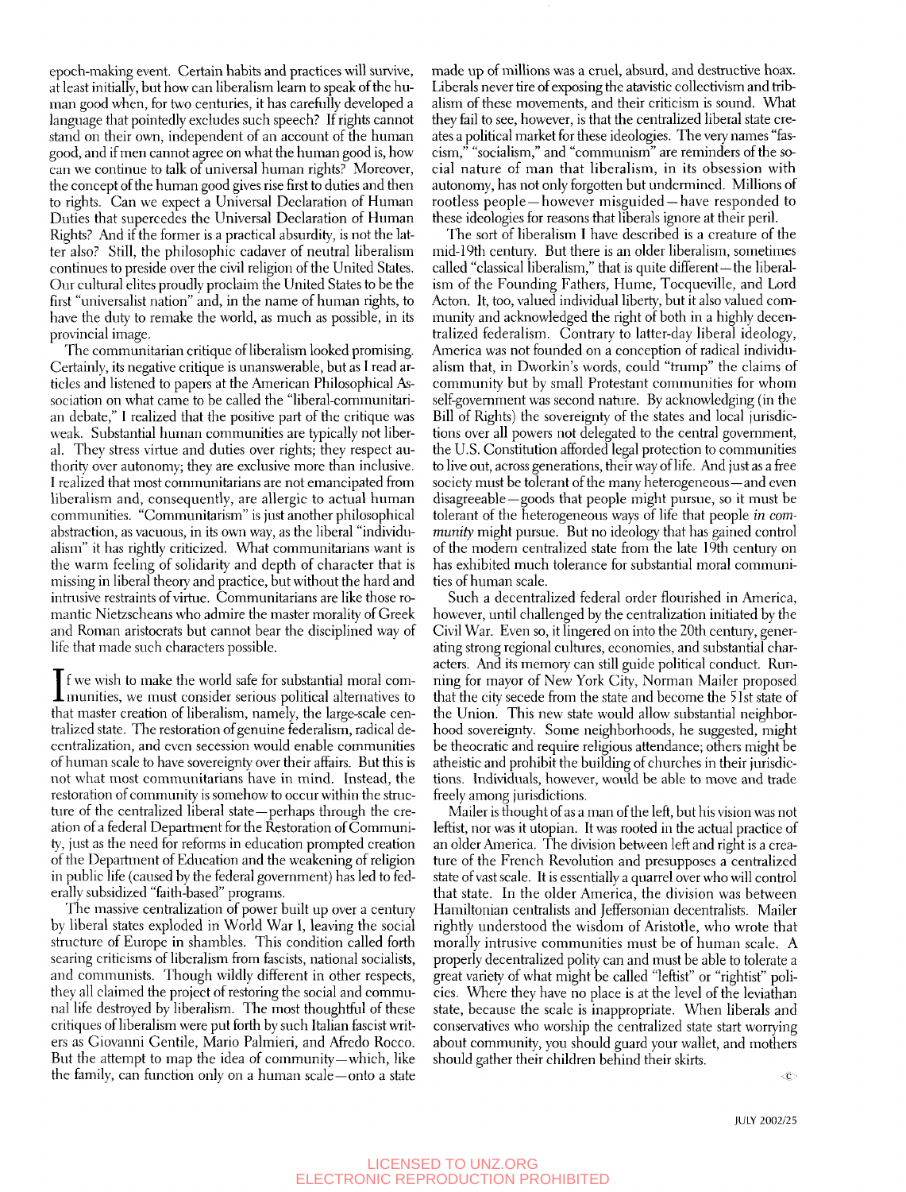epoch-making event. Certain habits and practices will survive, at least initially, but how can liberalism learn to speak of the human good when, for two centuries, it has carefully developed a language that pointedly excludes such speech? If rights cannot stand on their own, independent of an account of the human good, and if men cannot agree on what the human good is, how can we continue to talk of universal human rights? Moreover, the concept of the human good gives rise first to duties and then to rights. Can we expect a Universal Declaration of Human Duties that supercedes the Universal Declaration of Human Rights? And if the former is a practical absurdity, is not the latter also? Still, the philosophic cadaver of neutral liberalism continues to preside over the civil religion of the United States. Our cultural elites proudly proclaim the United States to be the first "universalist nation" and, in the name of human rights, to have the duty to remake the world, as much as possible, in its provincial image.

The communitarian critique of liberalism looked promising. Certainly, its negative critique is unanswerable, but as I read articles and listened to papers at the American Philosophical Association on what came to be called the "liberal-communitarian debate," I realized that the positive part of the critique was weak. Substantial human communities are typically not liberal. They stress virtue and duties over rights; they respect authority over autonomy; they are exclusive more than inclusive. I realized that most communitarians are not emancipated from liberalism and, consequently, are allergic to actual human communities. "Communitarism" is just another philosophical abstraction, as vacuous, in its own way, as the liberal "individualism" it has rightly criticized. What communitarians want is the warm feeling of solidarity and depth of character that is missing in liberal theory and practice, but without the hard and intrusive restraints of virtue. Communitarians are like those romantic Nietzscheans who admire the master morality of Greek and Roman aristocrats but cannot bear the disciplined way of life that made such characters possible.

If we wish to make the world safe for substantial moral communities, we must consider serious political alternatives to that master creation of liberalism, namely, the large-scale centralized state. The restoration of genuine federalism, radical decentralization, and even secession would enable communities of human scale to have sovereignty over their affairs. But this is not what most communitarians have in mind. Instead, the restoration of community is somehow to occur within the structure of the centralized liberal state—perhaps through the creation of a federal Department for the Restoration of Community, just as the need for reforms in education prompted creation of the Department of Education and the weakening of religion in public life (caused by the federal government) has led to federally subsidized "faith-based" programs.

The massive centralization of power built up over a century by liberal states exploded in World War I, leaving the social structure of Europe in shambles. This condition called forth searing criticisms of liberalism from fascists, national socialists, and communists. Though wildly different in other respects, they all claimed the project of restoring the social and communal life destroyed by liberalism. The most thoughtful of these critiques of liberalism were put forth by such Italian fascist writers as Giovanni Gentile, Mario Palmieri, and Afredo Rocco. But the attempt to map the idea of community—which, like the family, can function only on a human scale—onto a state made up of millions was a cruel, absurd, and destructive hoax. Liberals never tire of exposing the atavistic collectivism and tribalism of these movements, and their criticism is sound. What they fail to see, however, is that the centralized liberal state creates a political market for these ideologies. The very names "fascism," "socialism," and "communism" are reminders of the social nature of man that liberalism, in its obsession with autonomy, has not only forgotten but undermined. Millions of rootless people—however misguided—have responded to these ideologies for reasons that liberals ignore at their peril.

The sort of liberalism I have described is a creature of the mid-19th century. But there is an older liberalism, sometimes called "classical liberalism," that is quite different—the liberalism of the Founding Fathers, Hume, Tocqueville, and Lord Acton. It, too, valued individual liberty, but it also valued community and acknowledged the right of both in a highly decentralized federalism. Contrary to latter-day liberal ideology, America was not founded on a conception of radical individualism that, in Dworkin's words, could "trump" the claims of community but by small Protestant communities for whom self-government was second nature. By acknowledging (in the Bill of Rights) the sovereignty of the states and local jurisdictions over all powers not delegated to the central government, the U.S. Constitution afforded legal protection to communities to live out, across generations, their way of life. And just as a free society must be tolerant of the many heterogeneous—and even disagreeable—goods that people might pursue, so it must be tolerant of the heterogeneous ways of life that people *in community* might pursue. But no ideology that has gained control of the modern centralized state from the late 19th century on has exhibited much tolerance for substantial moral communities of human scale.

Such a decentralized federal order flourished in America, however, until challenged by the centralization initiated by the Civil War. Even so, it lingered on into the 20th century, generating strong regional cultures, economies, and substantial characters. And its memory can still guide political conduct. Running for mayor of New York City, Norman Mailer proposed that the city secede from the state and become the 51st state of the Union. This new state would allow substantial neighborhood sovereignty. Some neighborhoods, he suggested, might be theocratic and require religious attendance; others might be atheistic and prohibit the building of churches in their jurisdictions. Individuals, however, would be able to move and trade freely among jurisdictions.

Mailer is thought of as a man of the left, but his vision was not leftist, nor was it utopian. It was rooted in the actual practice of an older America. The division between left and right is a creature of the French Revolution and presupposes a centralized state of vast scale. It is essentially a quarrel over who will control that state. In the older America, the division was between Hamiltonian centralists and Jeffersonian decentralists. Mailer rightly understood the wisdom of Aristotle, who wrote that morally intrusive communities must be of human scale. A properly decentralized polity can and must be able to tolerate a great variety of what might be called "leftist" or "rightist" policies. Where they have no place is at the level of the leviathan state, because the scale is inappropriate. When liberals and conservatives who worship the centralized state start worrying about community, you should guard your wallet, and mothers should gather their children behind their skirts.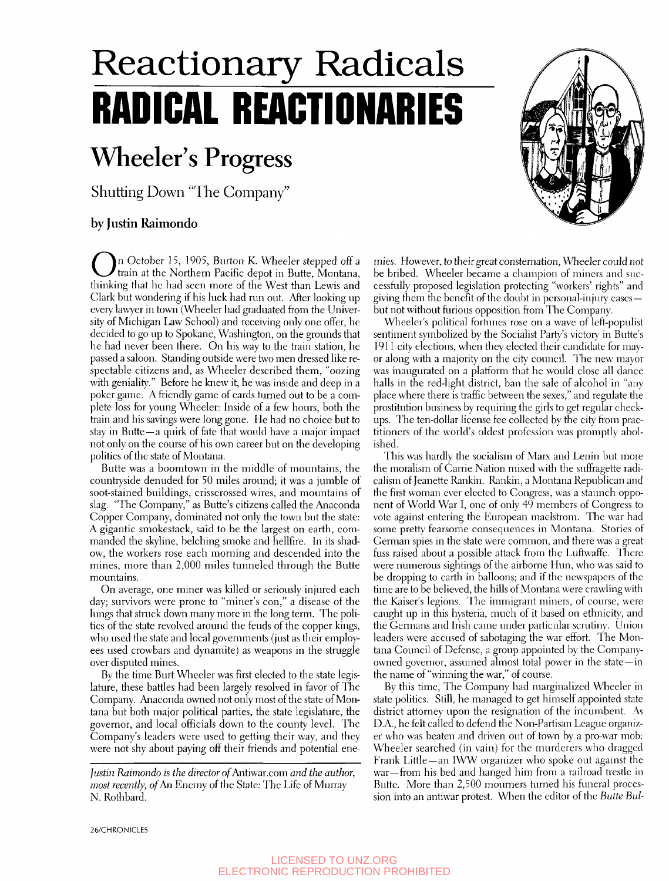# Reactionary Radicals

# RADICAL REACTIONARIES

## Wheeler's Progress

### Shutting Down "The Company"

**by Justin Raimondo**

On October 15, 1905, Burton K. Wheeler stepped off a train at the Northern Pacific depot in Butte, Montana, thinking that he had seen more of the West than Lewis and Clark but wondering if his luck had run out. After looking up every lawyer in town (Wheeler had graduated from the University of Michigan Law School) and receiving only one offer, he decided to go up to Spokane, Washington, on the grounds that he had never been there. On his way to the train station, he passed a saloon. Standing outside were two men dressed like respectable citizens and, as Wheeler described them, "oozing with geniality." Before he knew it, he was inside and deep in a poker game. A friendly game of cards turned out to be a complete loss for young Wheeler: Inside of a few hours, both the train and his savings were long gone. He had no choice but to stay in Butte—a quirk of fate that would have a major impact not only on the course of his own career but on the developing politics of the state of Montana.

Butte was a boomtown in the middle of mountains, the countryside denuded for 50 miles around; it was a jumble of soot-stained buildings, crisscrossed wires, and mountains of slag. "The Company," as Butte's citizens called the Anaconda Copper Company, dominated not only the town but the state: A gigantic smokestack, said to be the largest on earth, commanded the skyline, belching smoke and hellfire. In its shadow, the workers rose each morning and descended into the mines, more than 2,000 miles tunneled through the Butte mountains.

On average, one miner was killed or seriously injured each day; survivors were prone to "miner's con," a disease of the lungs that struck down many more in the long term. The politics of the state revolved around the feuds of the copper kings, who used the state and local governments (just as their employees used crowbars and dynamite) as weapons in the struggle over disputed mines.

By the time Burt Wheeler was first elected to the state legislature, these battles had been largely resolved in favor of The Company. Anaconda owned not only most of the state of Montana but both major political parties, the state legislature, the governor, and local officials down to the county level. The Company's leaders were used to getting their way, and they were not shy about paying off their friends and potential enemies. However, to their great consternation, Wheeler could not be bribed. Wheeler became a champion of miners and successfully proposed legislation protecting "workers' rights" and giving them the benefit of the doubt in personal-injury cases—but not without furious opposition from The Company.

Wheeler's political fortunes rose on a wave of left-populist sentiment symbolized by the Socialist Party's victory in Butte's 1911 city elections, when they elected their candidate for mayor along with a majority on the city council. The new mayor was inaugurated on a platform that he would close all dance halls in the red-light district, ban the sale of alcohol in "any place where there is traffic between the sexes," and regulate the prostitution business by requiring the girls to get regular checkups. The ten-dollar license fee collected by the city from practitioners of the world's oldest profession was promptly abolished.

This was hardly the socialism of Marx and Lenin but more the moralism of Carrie Nation mixed with the suffragette radicalism of Jeanette Rankin. Rankin, a Montana Republican and the first woman ever elected to Congress, was a staunch opponent of World War I, one of only 49 members of Congress to vote against entering the European maelstrom. The war had some pretty fearsome consequences in Montana. Stories of German spies in the state were common, and there was a great fuss raised about a possible attack from the Luftwaffe. There were numerous sightings of the airborne Hun, who was said to be dropping to earth in balloons; and if the newspapers of the time are to be believed, the hills of Montana were crawling with the Kaiser's legions. The immigrant miners, of course, were caught up in this hysteria, much of it based on ethnicity, and the Germans and Irish came under particular scrutiny. Union leaders were accused of sabotaging the war effort. The Montana Council of Defense, a group appointed by the Company-owned governor, assumed almost total power in the state—in the name of "winning the war," of course.

By this time, The Company had marginalized Wheeler in state politics. Still, he managed to get himself appointed state district attorney upon the resignation of the incumbent. As D.A., he felt called to defend the Non-Partisan League organizer who was beaten and driven out of town by a pro-war mob: Wheeler searched (in vain) for the murderers who dragged Frank Little—an IWW organizer who spoke out against the war—from his bed and hanged him from a railroad trestle in Butte. More than 2,500 mourners turned his funeral procession into an antiwar protest. When the editor of the *Butte Bul-*

*Justin Raimondo is the director of* Antiwar.com *and the author, most recently, of* An Enemy of the State: The Life of Murray N. Rothbard.